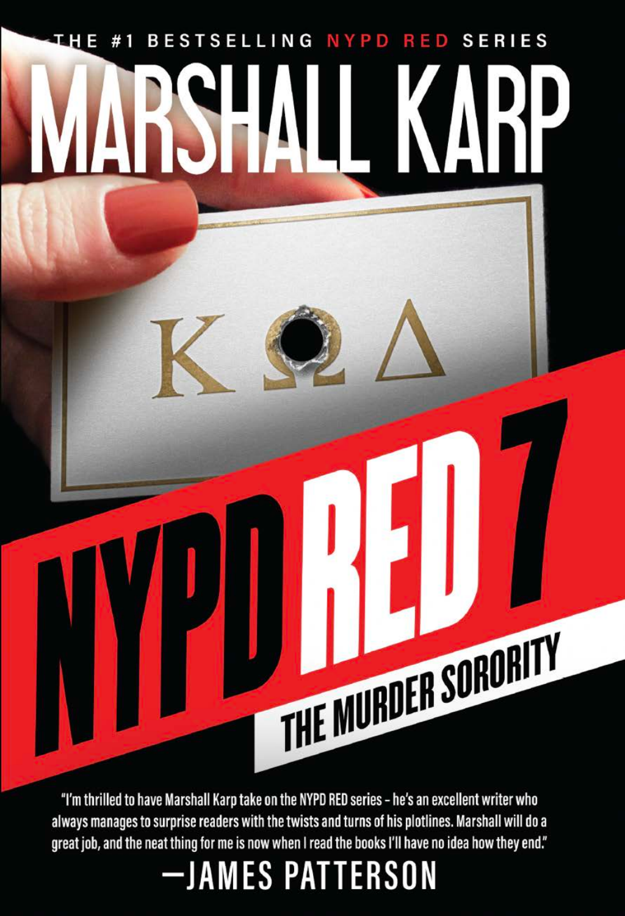THE #1 BESTSELLING NYPD RED SERIES

# MARSHALL KARP

# NYPD RED 7

## THE MURDER SORORITY

"I'm thrilled to have Marshall Karp take on the NYPD RED series – he's an excellent writer who always manages to surprise readers with the twists and turns of his plotlines. Marshall will do a great job, and the neat thing for me is now when I read the books I'll have no idea how they end."

—JAMES PATTERSON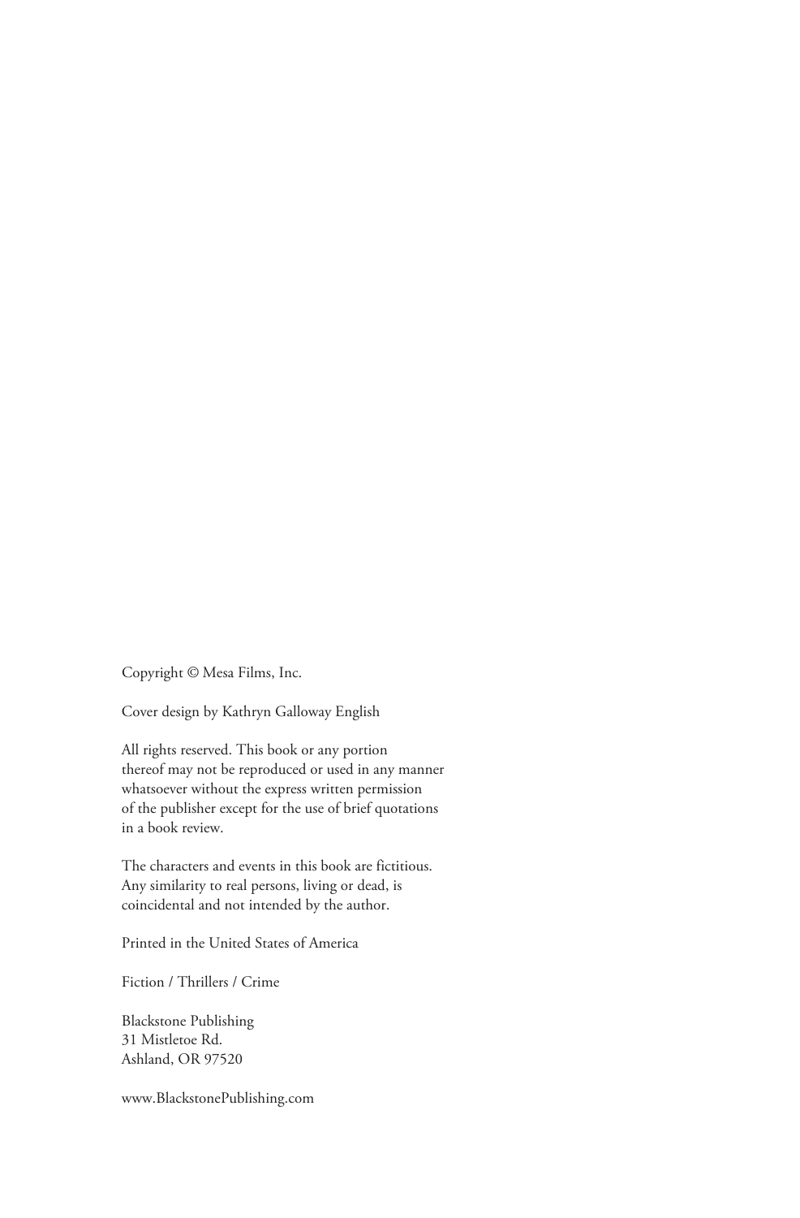Copyright © Mesa Films, Inc.

Cover design by Kathryn Galloway English

All rights reserved. This book or any portion
thereof may not be reproduced or used in any manner
whatsoever without the express written permission
of the publisher except for the use of brief quotations
in a book review.

The characters and events in this book are fictitious.
Any similarity to real persons, living or dead, is
coincidental and not intended by the author.

Printed in the United States of America

Fiction / Thrillers / Crime

Blackstone Publishing
31 Mistletoe Rd.
Ashland, OR 97520

www.BlackstonePublishing.com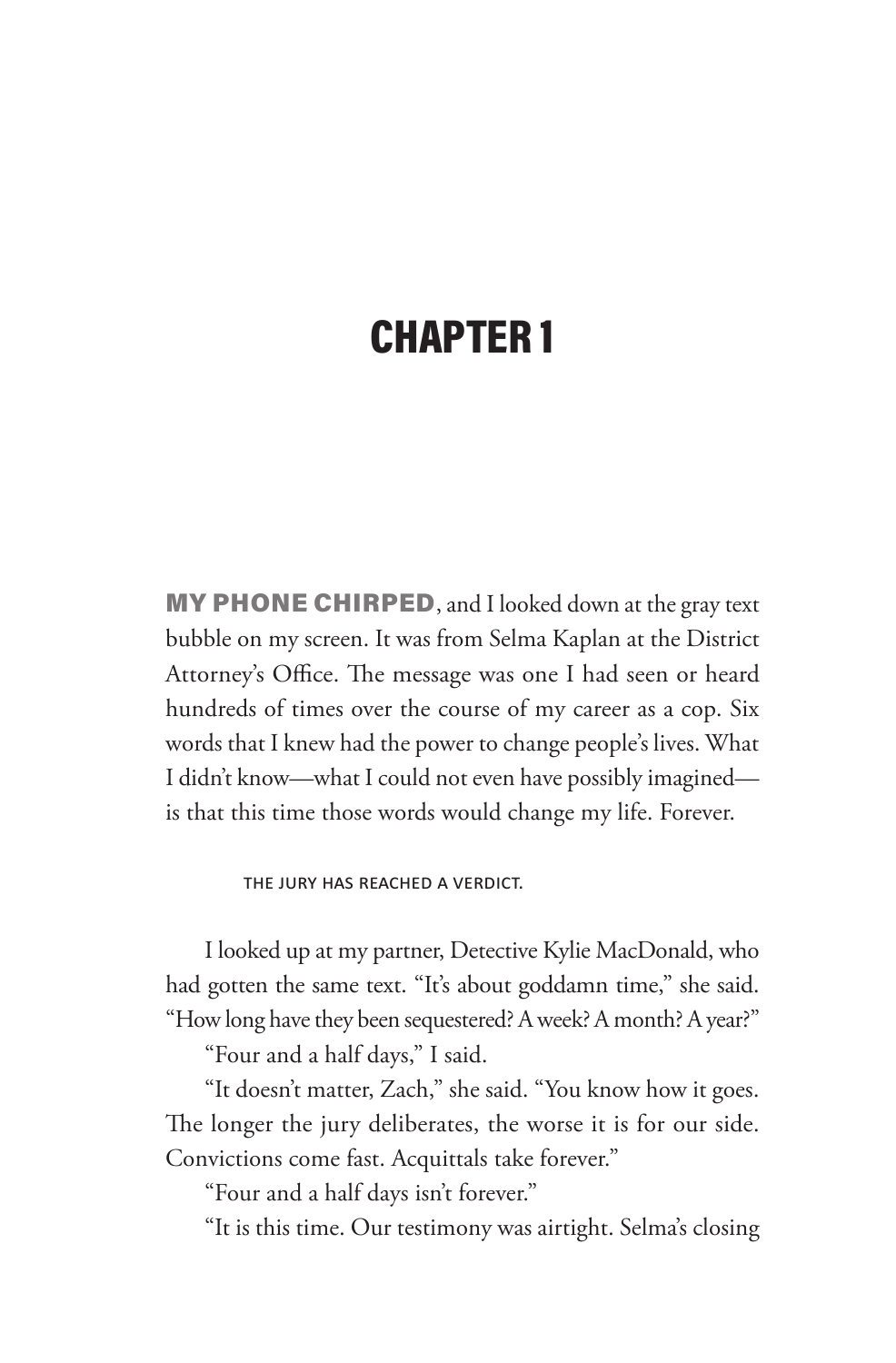# CHAPTER 1

**MY PHONE CHIRPED**, and I looked down at the gray text bubble on my screen. It was from Selma Kaplan at the District Attorney's Office. The message was one I had seen or heard hundreds of times over the course of my career as a cop. Six words that I knew had the power to change people's lives. What I didn't know—what I could not even have possibly imagined—is that this time those words would change my life. Forever.

THE JURY HAS REACHED A VERDICT.

I looked up at my partner, Detective Kylie MacDonald, who had gotten the same text. "It's about goddamn time," she said. "How long have they been sequestered? A week? A month? A year?"

"Four and a half days," I said.

"It doesn't matter, Zach," she said. "You know how it goes. The longer the jury deliberates, the worse it is for our side. Convictions come fast. Acquittals take forever."

"Four and a half days isn't forever."

"It is this time. Our testimony was airtight. Selma's closing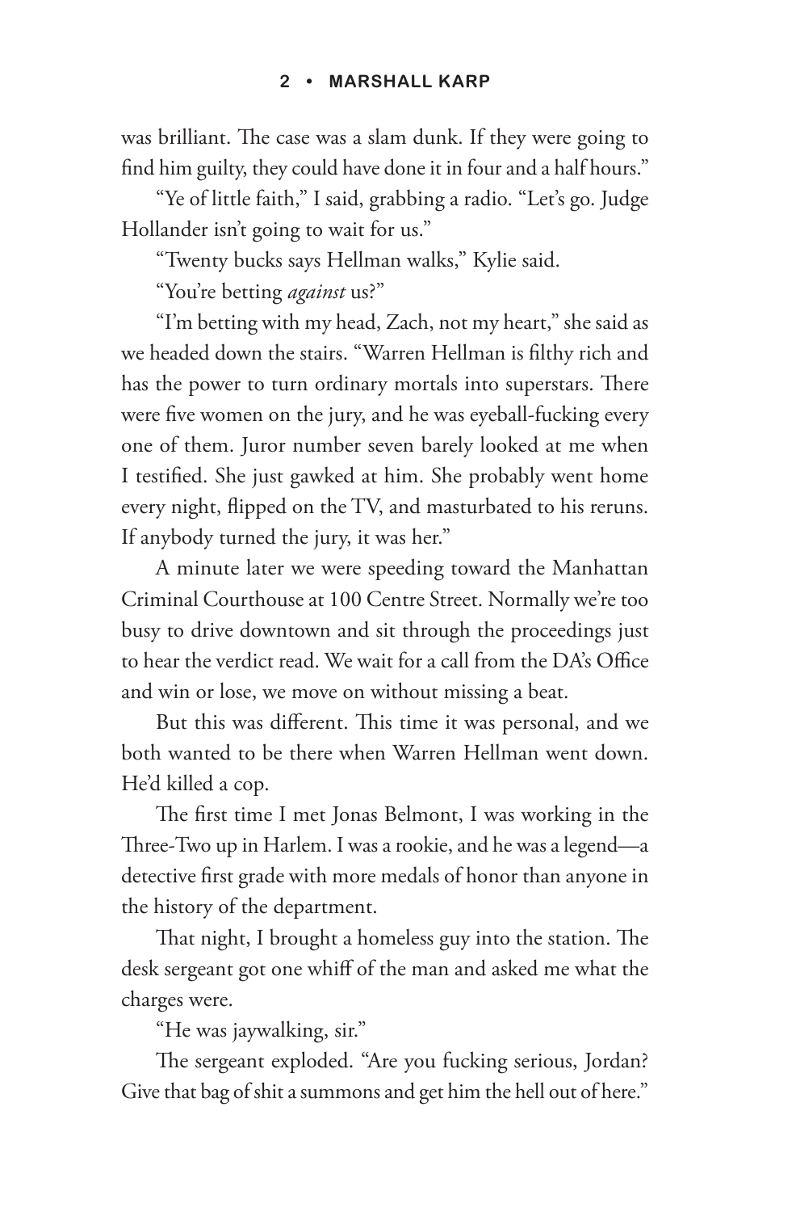was brilliant. The case was a slam dunk. If they were going to find him guilty, they could have done it in four and a half hours."

"Ye of little faith," I said, grabbing a radio. "Let's go. Judge Hollander isn't going to wait for us."

"Twenty bucks says Hellman walks," Kylie said.

"You're betting *against* us?"

"I'm betting with my head, Zach, not my heart," she said as we headed down the stairs. "Warren Hellman is filthy rich and has the power to turn ordinary mortals into superstars. There were five women on the jury, and he was eyeball-fucking every one of them. Juror number seven barely looked at me when I testified. She just gawked at him. She probably went home every night, flipped on the TV, and masturbated to his reruns. If anybody turned the jury, it was her."

A minute later we were speeding toward the Manhattan Criminal Courthouse at 100 Centre Street. Normally we're too busy to drive downtown and sit through the proceedings just to hear the verdict read. We wait for a call from the DA's Office and win or lose, we move on without missing a beat.

But this was different. This time it was personal, and we both wanted to be there when Warren Hellman went down. He'd killed a cop.

The first time I met Jonas Belmont, I was working in the Three-Two up in Harlem. I was a rookie, and he was a legend—a detective first grade with more medals of honor than anyone in the history of the department.

That night, I brought a homeless guy into the station. The desk sergeant got one whiff of the man and asked me what the charges were.

"He was jaywalking, sir."

The sergeant exploded. "Are you fucking serious, Jordan? Give that bag of shit a summons and get him the hell out of here."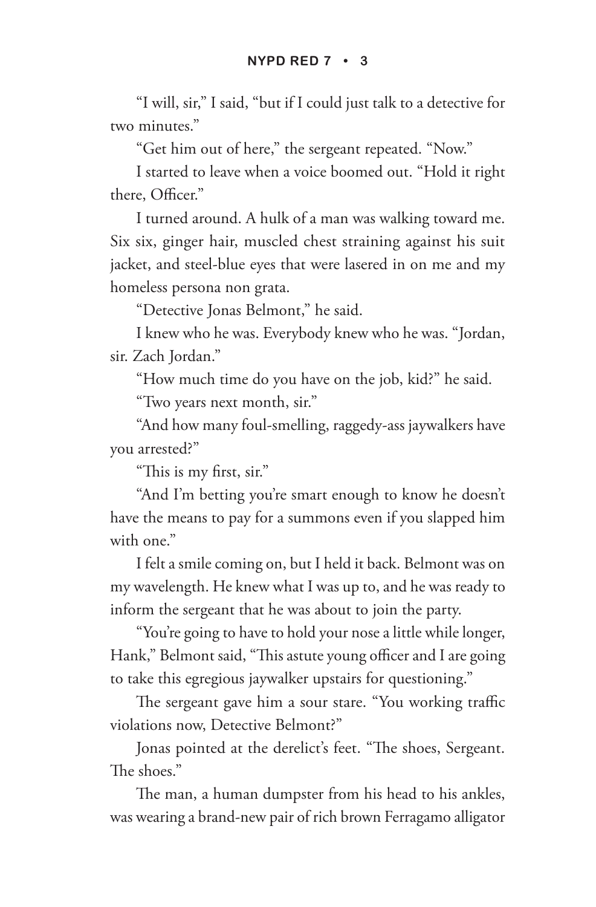"I will, sir," I said, "but if I could just talk to a detective for two minutes."

"Get him out of here," the sergeant repeated. "Now."

I started to leave when a voice boomed out. "Hold it right there, Officer."

I turned around. A hulk of a man was walking toward me. Six six, ginger hair, muscled chest straining against his suit jacket, and steel-blue eyes that were lasered in on me and my homeless persona non grata.

"Detective Jonas Belmont," he said.

I knew who he was. Everybody knew who he was. "Jordan, sir. Zach Jordan."

"How much time do you have on the job, kid?" he said.

"Two years next month, sir."

"And how many foul-smelling, raggedy-ass jaywalkers have you arrested?"

"This is my first, sir."

"And I'm betting you're smart enough to know he doesn't have the means to pay for a summons even if you slapped him with one."

I felt a smile coming on, but I held it back. Belmont was on my wavelength. He knew what I was up to, and he was ready to inform the sergeant that he was about to join the party.

"You're going to have to hold your nose a little while longer, Hank," Belmont said, "This astute young officer and I are going to take this egregious jaywalker upstairs for questioning."

The sergeant gave him a sour stare. "You working traffic violations now, Detective Belmont?"

Jonas pointed at the derelict's feet. "The shoes, Sergeant. The shoes."

The man, a human dumpster from his head to his ankles, was wearing a brand-new pair of rich brown Ferragamo alligator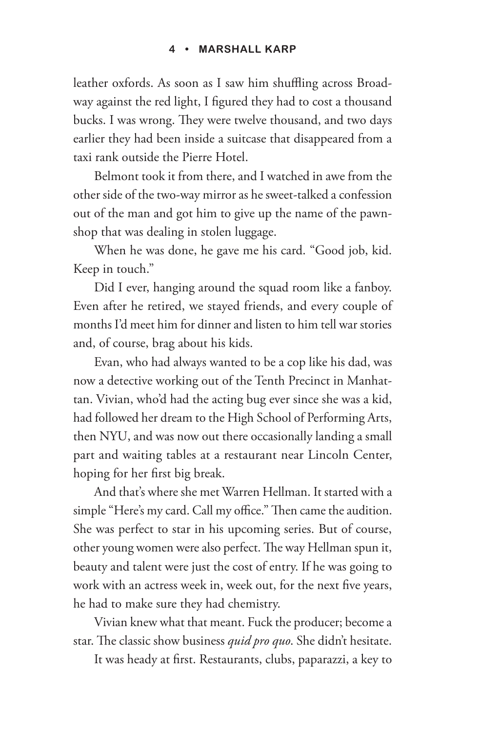leather oxfords. As soon as I saw him shuffling across Broadway against the red light, I figured they had to cost a thousand bucks. I was wrong. They were twelve thousand, and two days earlier they had been inside a suitcase that disappeared from a taxi rank outside the Pierre Hotel.

Belmont took it from there, and I watched in awe from the other side of the two-way mirror as he sweet-talked a confession out of the man and got him to give up the name of the pawnshop that was dealing in stolen luggage.

When he was done, he gave me his card. "Good job, kid. Keep in touch."

Did I ever, hanging around the squad room like a fanboy. Even after he retired, we stayed friends, and every couple of months I'd meet him for dinner and listen to him tell war stories and, of course, brag about his kids.

Evan, who had always wanted to be a cop like his dad, was now a detective working out of the Tenth Precinct in Manhattan. Vivian, who'd had the acting bug ever since she was a kid, had followed her dream to the High School of Performing Arts, then NYU, and was now out there occasionally landing a small part and waiting tables at a restaurant near Lincoln Center, hoping for her first big break.

And that's where she met Warren Hellman. It started with a simple "Here's my card. Call my office." Then came the audition. She was perfect to star in his upcoming series. But of course, other young women were also perfect. The way Hellman spun it, beauty and talent were just the cost of entry. If he was going to work with an actress week in, week out, for the next five years, he had to make sure they had chemistry.

Vivian knew what that meant. Fuck the producer; become a star. The classic show business *quid pro quo*. She didn't hesitate.

It was heady at first. Restaurants, clubs, paparazzi, a key to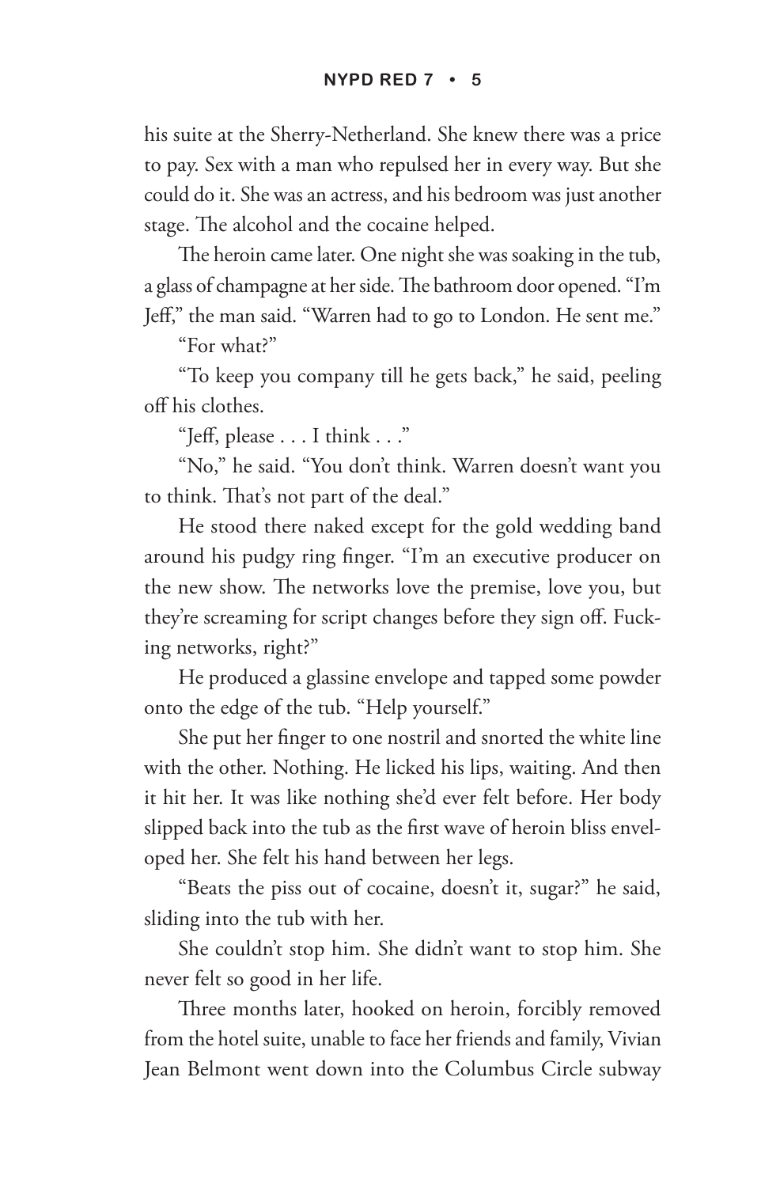his suite at the Sherry-Netherland. She knew there was a price to pay. Sex with a man who repulsed her in every way. But she could do it. She was an actress, and his bedroom was just another stage. The alcohol and the cocaine helped.

The heroin came later. One night she was soaking in the tub, a glass of champagne at her side. The bathroom door opened. "I'm Jeff," the man said. "Warren had to go to London. He sent me."

"For what?"

"To keep you company till he gets back," he said, peeling off his clothes.

"Jeff, please . . . I think . . ."

"No," he said. "You don't think. Warren doesn't want you to think. That's not part of the deal."

He stood there naked except for the gold wedding band around his pudgy ring finger. "I'm an executive producer on the new show. The networks love the premise, love you, but they're screaming for script changes before they sign off. Fucking networks, right?"

He produced a glassine envelope and tapped some powder onto the edge of the tub. "Help yourself."

She put her finger to one nostril and snorted the white line with the other. Nothing. He licked his lips, waiting. And then it hit her. It was like nothing she'd ever felt before. Her body slipped back into the tub as the first wave of heroin bliss enveloped her. She felt his hand between her legs.

"Beats the piss out of cocaine, doesn't it, sugar?" he said, sliding into the tub with her.

She couldn't stop him. She didn't want to stop him. She never felt so good in her life.

Three months later, hooked on heroin, forcibly removed from the hotel suite, unable to face her friends and family, Vivian Jean Belmont went down into the Columbus Circle subway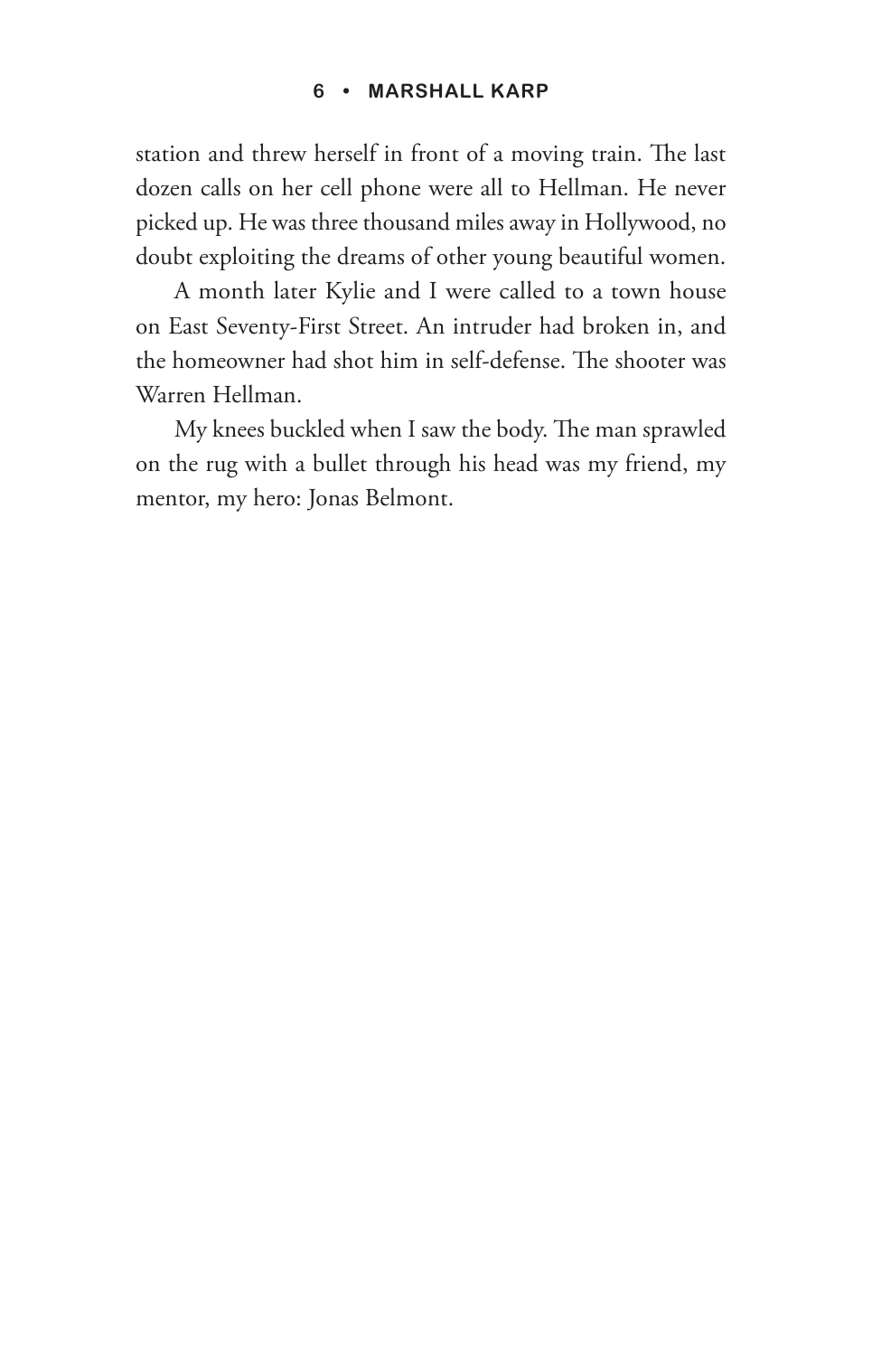station and threw herself in front of a moving train. The last dozen calls on her cell phone were all to Hellman. He never picked up. He was three thousand miles away in Hollywood, no doubt exploiting the dreams of other young beautiful women.

A month later Kylie and I were called to a town house on East Seventy-First Street. An intruder had broken in, and the homeowner had shot him in self-defense. The shooter was Warren Hellman.

My knees buckled when I saw the body. The man sprawled on the rug with a bullet through his head was my friend, my mentor, my hero: Jonas Belmont.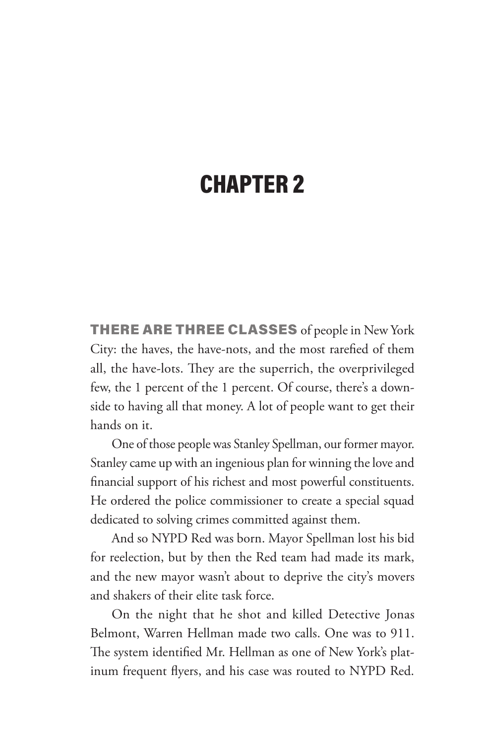# CHAPTER 2

**THERE ARE THREE CLASSES** of people in New York City: the haves, the have-nots, and the most rarefied of them all, the have-lots. They are the superrich, the overprivileged few, the 1 percent of the 1 percent. Of course, there's a downside to having all that money. A lot of people want to get their hands on it.

One of those people was Stanley Spellman, our former mayor. Stanley came up with an ingenious plan for winning the love and financial support of his richest and most powerful constituents. He ordered the police commissioner to create a special squad dedicated to solving crimes committed against them.

And so NYPD Red was born. Mayor Spellman lost his bid for reelection, but by then the Red team had made its mark, and the new mayor wasn't about to deprive the city's movers and shakers of their elite task force.

On the night that he shot and killed Detective Jonas Belmont, Warren Hellman made two calls. One was to 911. The system identified Mr. Hellman as one of New York's platinum frequent flyers, and his case was routed to NYPD Red.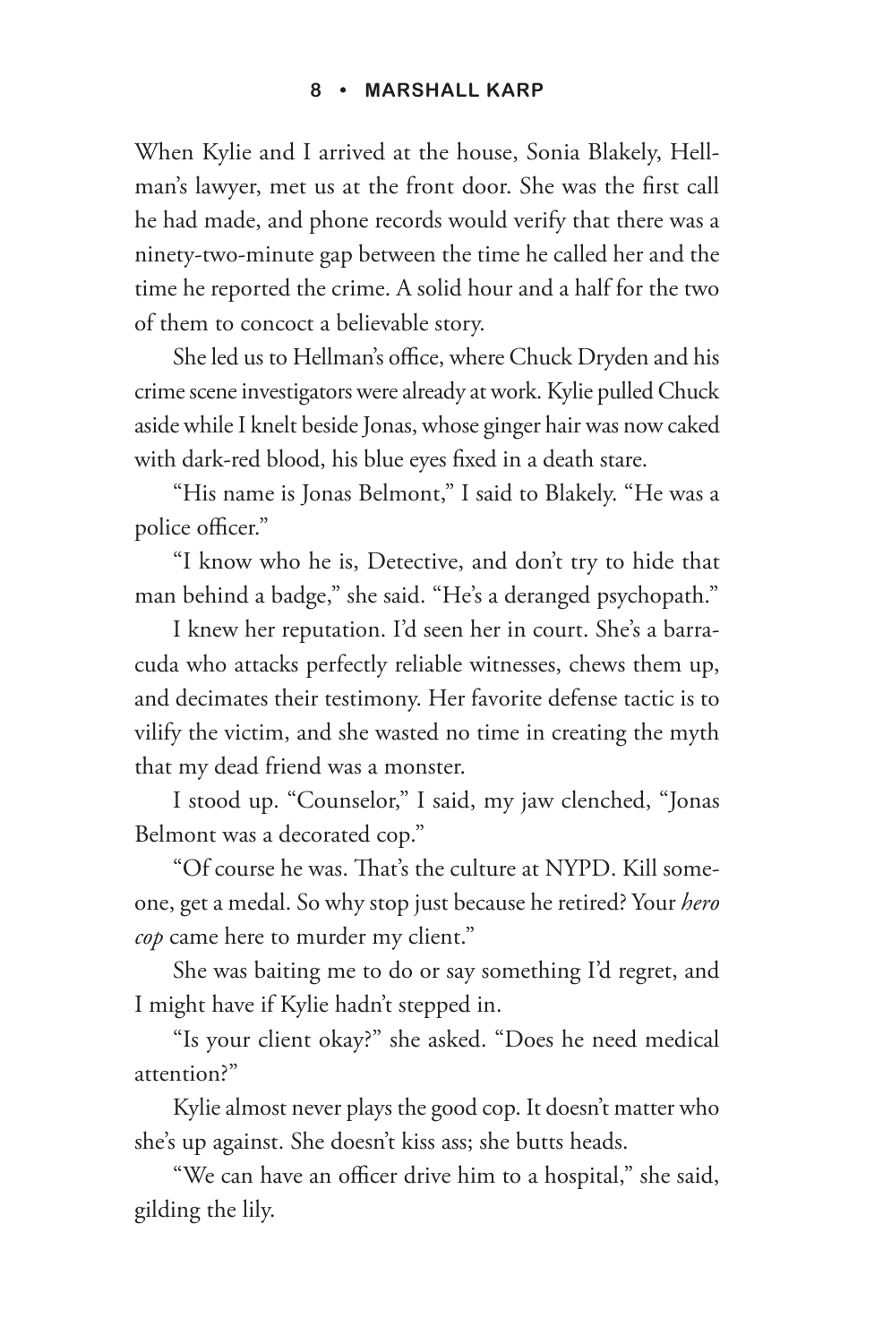When Kylie and I arrived at the house, Sonia Blakely, Hellman's lawyer, met us at the front door. She was the first call he had made, and phone records would verify that there was a ninety-two-minute gap between the time he called her and the time he reported the crime. A solid hour and a half for the two of them to concoct a believable story.

She led us to Hellman's office, where Chuck Dryden and his crime scene investigators were already at work. Kylie pulled Chuck aside while I knelt beside Jonas, whose ginger hair was now caked with dark-red blood, his blue eyes fixed in a death stare.

"His name is Jonas Belmont," I said to Blakely. "He was a police officer."

"I know who he is, Detective, and don't try to hide that man behind a badge," she said. "He's a deranged psychopath."

I knew her reputation. I'd seen her in court. She's a barracuda who attacks perfectly reliable witnesses, chews them up, and decimates their testimony. Her favorite defense tactic is to vilify the victim, and she wasted no time in creating the myth that my dead friend was a monster.

I stood up. "Counselor," I said, my jaw clenched, "Jonas Belmont was a decorated cop."

"Of course he was. That's the culture at NYPD. Kill someone, get a medal. So why stop just because he retired? Your *hero cop* came here to murder my client."

She was baiting me to do or say something I'd regret, and I might have if Kylie hadn't stepped in.

"Is your client okay?" she asked. "Does he need medical attention?"

Kylie almost never plays the good cop. It doesn't matter who she's up against. She doesn't kiss ass; she butts heads.

"We can have an officer drive him to a hospital," she said, gilding the lily.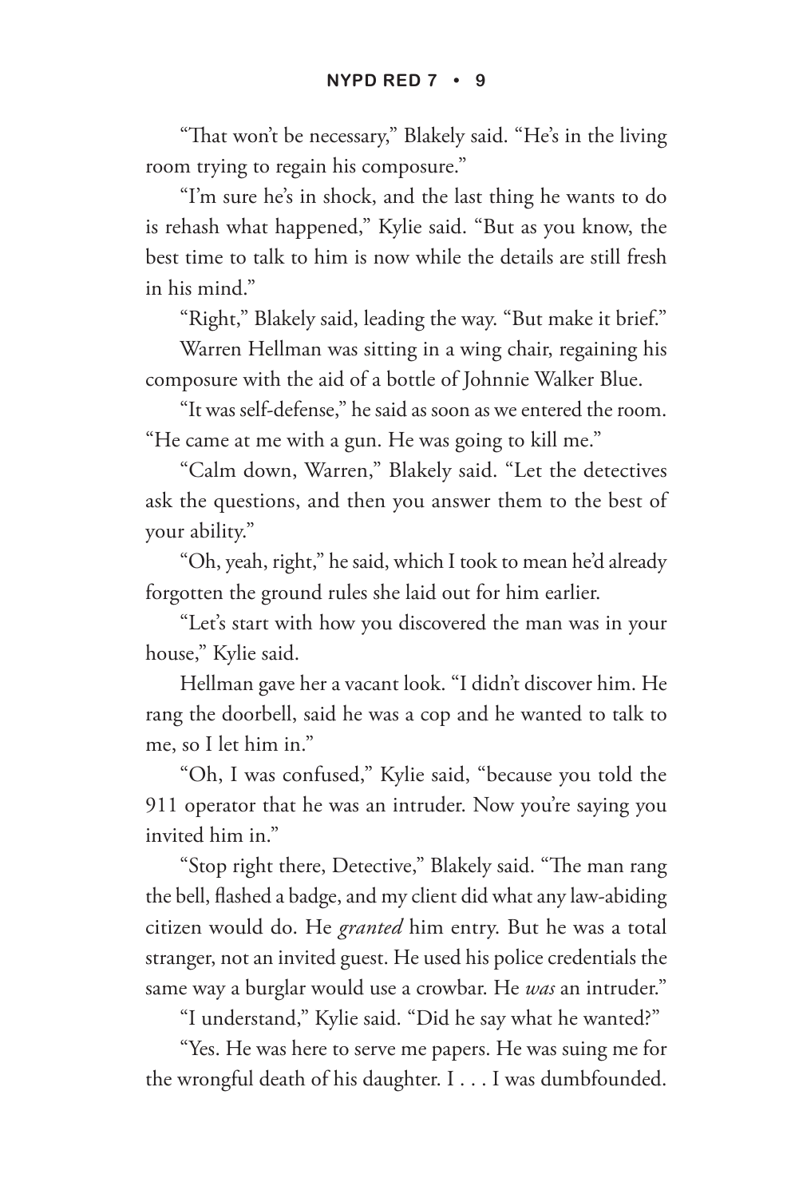"That won't be necessary," Blakely said. "He's in the living room trying to regain his composure."

"I'm sure he's in shock, and the last thing he wants to do is rehash what happened," Kylie said. "But as you know, the best time to talk to him is now while the details are still fresh in his mind."

"Right," Blakely said, leading the way. "But make it brief."

Warren Hellman was sitting in a wing chair, regaining his composure with the aid of a bottle of Johnnie Walker Blue.

"It was self-defense," he said as soon as we entered the room. "He came at me with a gun. He was going to kill me."

"Calm down, Warren," Blakely said. "Let the detectives ask the questions, and then you answer them to the best of your ability."

"Oh, yeah, right," he said, which I took to mean he'd already forgotten the ground rules she laid out for him earlier.

"Let's start with how you discovered the man was in your house," Kylie said.

Hellman gave her a vacant look. "I didn't discover him. He rang the doorbell, said he was a cop and he wanted to talk to me, so I let him in."

"Oh, I was confused," Kylie said, "because you told the 911 operator that he was an intruder. Now you're saying you invited him in."

"Stop right there, Detective," Blakely said. "The man rang the bell, flashed a badge, and my client did what any law-abiding citizen would do. He *granted* him entry. But he was a total stranger, not an invited guest. He used his police credentials the same way a burglar would use a crowbar. He *was* an intruder."

"I understand," Kylie said. "Did he say what he wanted?"

"Yes. He was here to serve me papers. He was suing me for the wrongful death of his daughter. I . . . I was dumbfounded.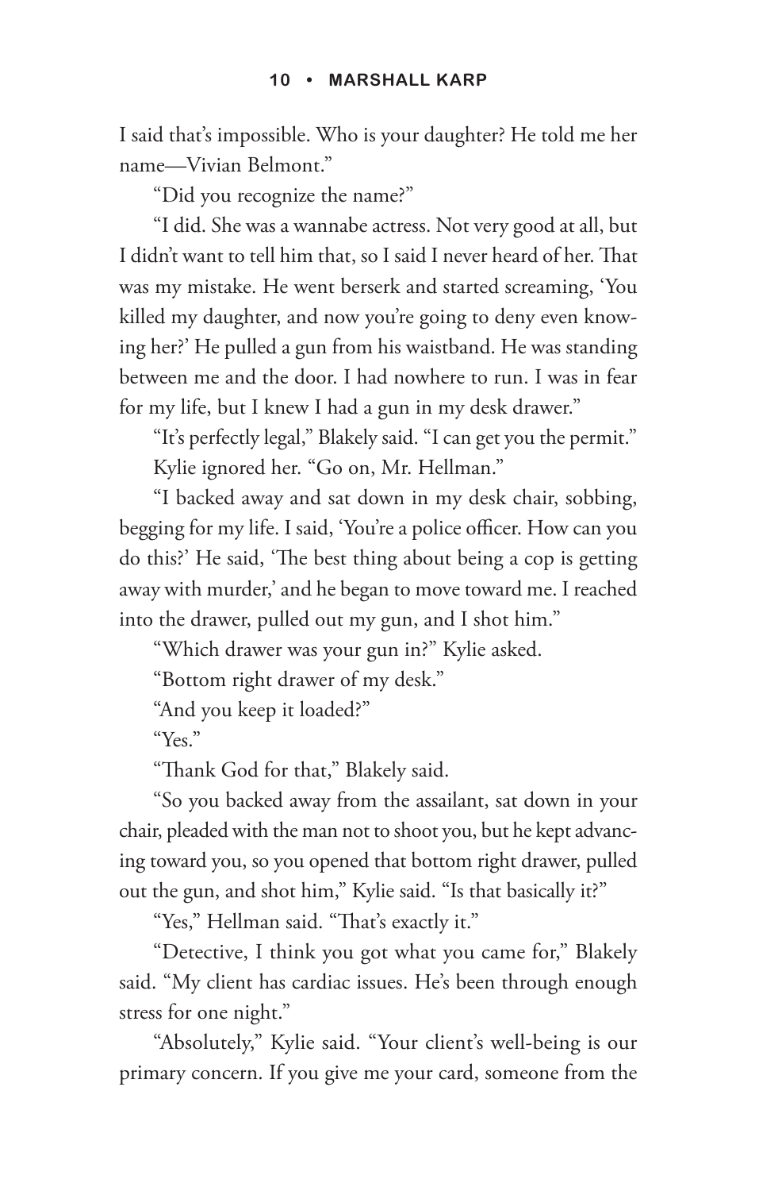I said that's impossible. Who is your daughter? He told me her name—Vivian Belmont."

"Did you recognize the name?"

"I did. She was a wannabe actress. Not very good at all, but I didn't want to tell him that, so I said I never heard of her. That was my mistake. He went berserk and started screaming, 'You killed my daughter, and now you're going to deny even knowing her?' He pulled a gun from his waistband. He was standing between me and the door. I had nowhere to run. I was in fear for my life, but I knew I had a gun in my desk drawer."

"It's perfectly legal," Blakely said. "I can get you the permit."

Kylie ignored her. "Go on, Mr. Hellman."

"I backed away and sat down in my desk chair, sobbing, begging for my life. I said, 'You're a police officer. How can you do this?' He said, 'The best thing about being a cop is getting away with murder,' and he began to move toward me. I reached into the drawer, pulled out my gun, and I shot him."

"Which drawer was your gun in?" Kylie asked.

"Bottom right drawer of my desk."

"And you keep it loaded?"

"Yes."

"Thank God for that," Blakely said.

"So you backed away from the assailant, sat down in your chair, pleaded with the man not to shoot you, but he kept advancing toward you, so you opened that bottom right drawer, pulled out the gun, and shot him," Kylie said. "Is that basically it?"

"Yes," Hellman said. "That's exactly it."

"Detective, I think you got what you came for," Blakely said. "My client has cardiac issues. He's been through enough stress for one night."

"Absolutely," Kylie said. "Your client's well-being is our primary concern. If you give me your card, someone from the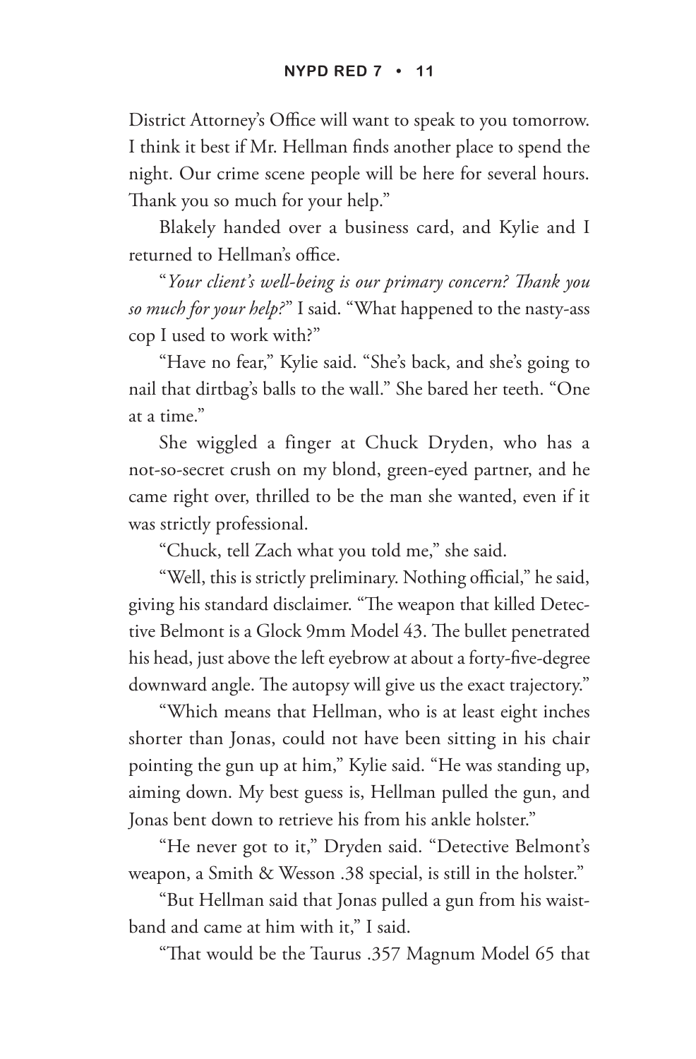District Attorney's Office will want to speak to you tomorrow. I think it best if Mr. Hellman finds another place to spend the night. Our crime scene people will be here for several hours. Thank you so much for your help."

Blakely handed over a business card, and Kylie and I returned to Hellman's office.

"*Your client's well-being is our primary concern? Thank you so much for your help?*" I said. "What happened to the nasty-ass cop I used to work with?"

"Have no fear," Kylie said. "She's back, and she's going to nail that dirtbag's balls to the wall." She bared her teeth. "One at a time."

She wiggled a finger at Chuck Dryden, who has a not-so-secret crush on my blond, green-eyed partner, and he came right over, thrilled to be the man she wanted, even if it was strictly professional.

"Chuck, tell Zach what you told me," she said.

"Well, this is strictly preliminary. Nothing official," he said, giving his standard disclaimer. "The weapon that killed Detective Belmont is a Glock 9mm Model 43. The bullet penetrated his head, just above the left eyebrow at about a forty-five-degree downward angle. The autopsy will give us the exact trajectory."

"Which means that Hellman, who is at least eight inches shorter than Jonas, could not have been sitting in his chair pointing the gun up at him," Kylie said. "He was standing up, aiming down. My best guess is, Hellman pulled the gun, and Jonas bent down to retrieve his from his ankle holster."

"He never got to it," Dryden said. "Detective Belmont's weapon, a Smith & Wesson .38 special, is still in the holster."

"But Hellman said that Jonas pulled a gun from his waistband and came at him with it," I said.

"That would be the Taurus .357 Magnum Model 65 that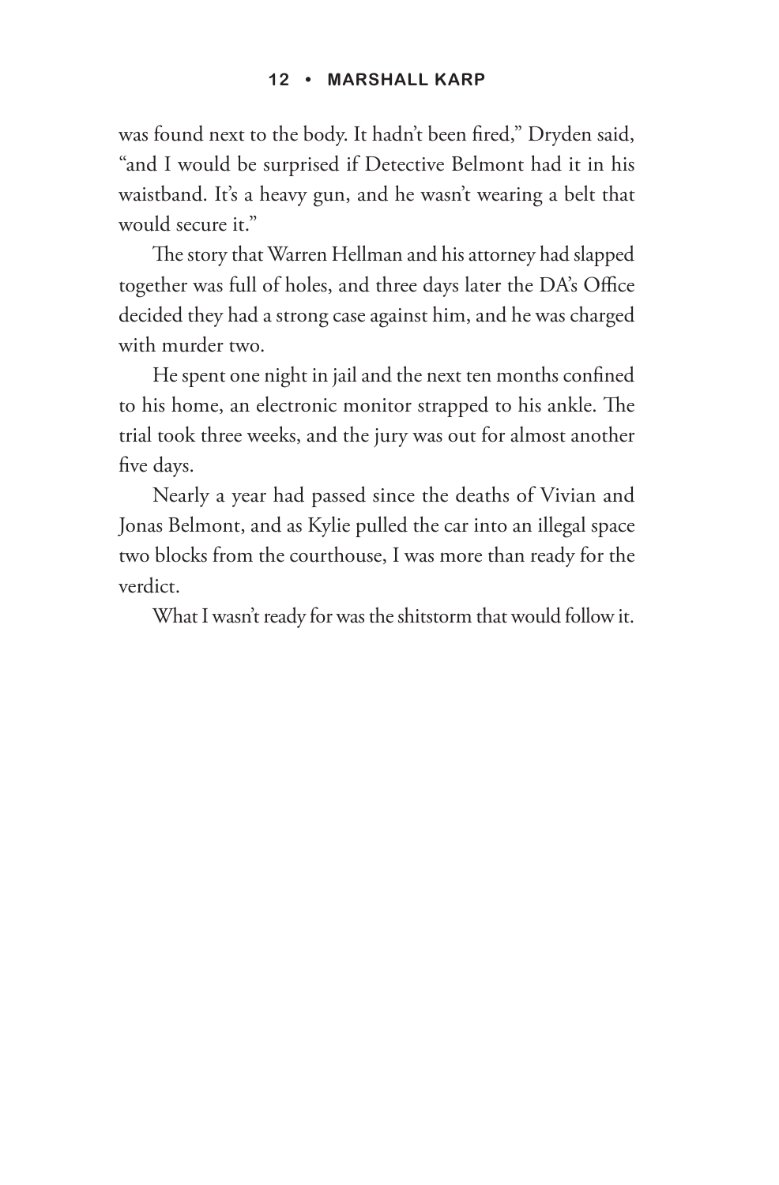was found next to the body. It hadn't been fired," Dryden said, "and I would be surprised if Detective Belmont had it in his waistband. It's a heavy gun, and he wasn't wearing a belt that would secure it."

The story that Warren Hellman and his attorney had slapped together was full of holes, and three days later the DA's Office decided they had a strong case against him, and he was charged with murder two.

He spent one night in jail and the next ten months confined to his home, an electronic monitor strapped to his ankle. The trial took three weeks, and the jury was out for almost another five days.

Nearly a year had passed since the deaths of Vivian and Jonas Belmont, and as Kylie pulled the car into an illegal space two blocks from the courthouse, I was more than ready for the verdict.

What I wasn't ready for was the shitstorm that would follow it.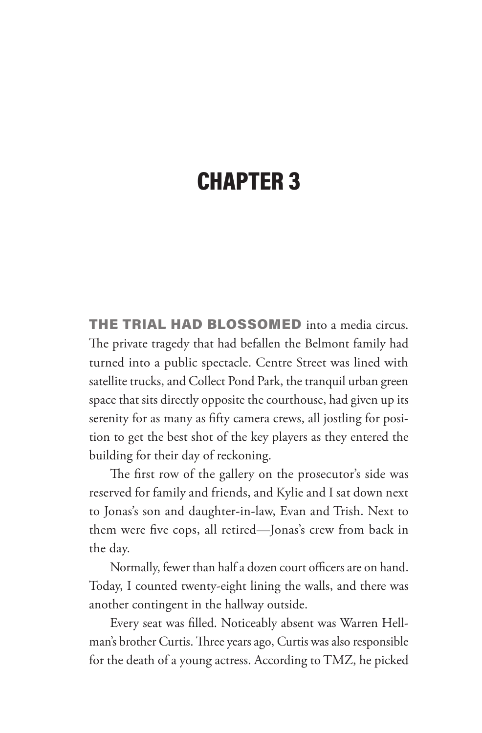# CHAPTER 3

**THE TRIAL HAD BLOSSOMED** into a media circus. The private tragedy that had befallen the Belmont family had turned into a public spectacle. Centre Street was lined with satellite trucks, and Collect Pond Park, the tranquil urban green space that sits directly opposite the courthouse, had given up its serenity for as many as fifty camera crews, all jostling for position to get the best shot of the key players as they entered the building for their day of reckoning.

The first row of the gallery on the prosecutor's side was reserved for family and friends, and Kylie and I sat down next to Jonas's son and daughter-in-law, Evan and Trish. Next to them were five cops, all retired—Jonas's crew from back in the day.

Normally, fewer than half a dozen court officers are on hand. Today, I counted twenty-eight lining the walls, and there was another contingent in the hallway outside.

Every seat was filled. Noticeably absent was Warren Hellman's brother Curtis. Three years ago, Curtis was also responsible for the death of a young actress. According to TMZ, he picked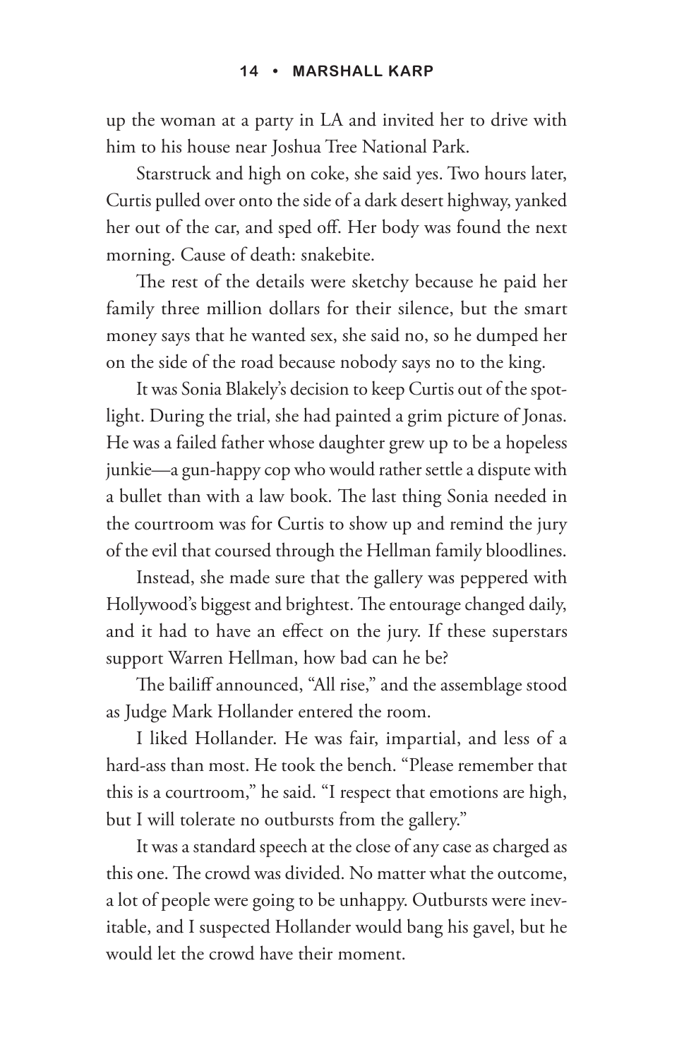up the woman at a party in LA and invited her to drive with him to his house near Joshua Tree National Park.

Starstruck and high on coke, she said yes. Two hours later, Curtis pulled over onto the side of a dark desert highway, yanked her out of the car, and sped off. Her body was found the next morning. Cause of death: snakebite.

The rest of the details were sketchy because he paid her family three million dollars for their silence, but the smart money says that he wanted sex, she said no, so he dumped her on the side of the road because nobody says no to the king.

It was Sonia Blakely's decision to keep Curtis out of the spotlight. During the trial, she had painted a grim picture of Jonas. He was a failed father whose daughter grew up to be a hopeless junkie—a gun-happy cop who would rather settle a dispute with a bullet than with a law book. The last thing Sonia needed in the courtroom was for Curtis to show up and remind the jury of the evil that coursed through the Hellman family bloodlines.

Instead, she made sure that the gallery was peppered with Hollywood's biggest and brightest. The entourage changed daily, and it had to have an effect on the jury. If these superstars support Warren Hellman, how bad can he be?

The bailiff announced, "All rise," and the assemblage stood as Judge Mark Hollander entered the room.

I liked Hollander. He was fair, impartial, and less of a hard-ass than most. He took the bench. "Please remember that this is a courtroom," he said. "I respect that emotions are high, but I will tolerate no outbursts from the gallery."

It was a standard speech at the close of any case as charged as this one. The crowd was divided. No matter what the outcome, a lot of people were going to be unhappy. Outbursts were inevitable, and I suspected Hollander would bang his gavel, but he would let the crowd have their moment.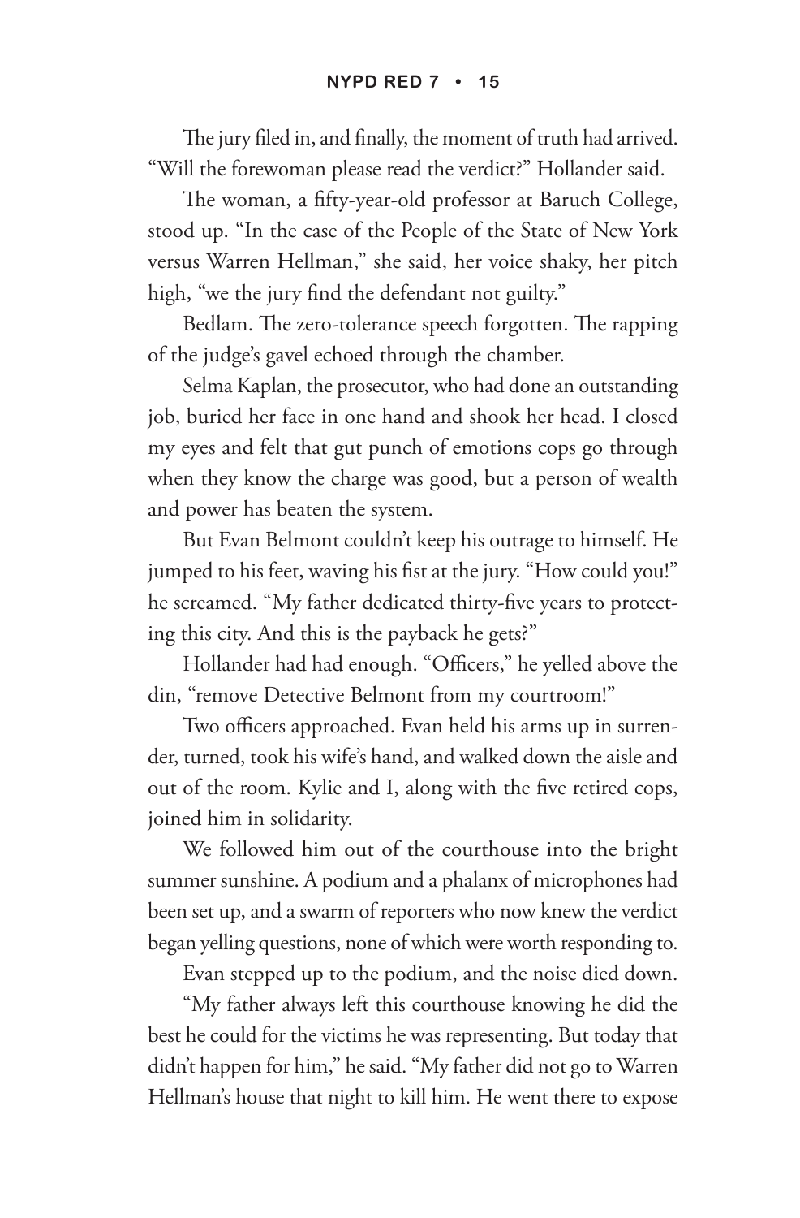The jury filed in, and finally, the moment of truth had arrived. "Will the forewoman please read the verdict?" Hollander said.

The woman, a fifty-year-old professor at Baruch College, stood up. "In the case of the People of the State of New York versus Warren Hellman," she said, her voice shaky, her pitch high, "we the jury find the defendant not guilty."

Bedlam. The zero-tolerance speech forgotten. The rapping of the judge's gavel echoed through the chamber.

Selma Kaplan, the prosecutor, who had done an outstanding job, buried her face in one hand and shook her head. I closed my eyes and felt that gut punch of emotions cops go through when they know the charge was good, but a person of wealth and power has beaten the system.

But Evan Belmont couldn't keep his outrage to himself. He jumped to his feet, waving his fist at the jury. "How could you!" he screamed. "My father dedicated thirty-five years to protecting this city. And this is the payback he gets?"

Hollander had had enough. "Officers," he yelled above the din, "remove Detective Belmont from my courtroom!"

Two officers approached. Evan held his arms up in surrender, turned, took his wife's hand, and walked down the aisle and out of the room. Kylie and I, along with the five retired cops, joined him in solidarity.

We followed him out of the courthouse into the bright summer sunshine. A podium and a phalanx of microphones had been set up, and a swarm of reporters who now knew the verdict began yelling questions, none of which were worth responding to.

Evan stepped up to the podium, and the noise died down.

"My father always left this courthouse knowing he did the best he could for the victims he was representing. But today that didn't happen for him," he said. "My father did not go to Warren Hellman's house that night to kill him. He went there to expose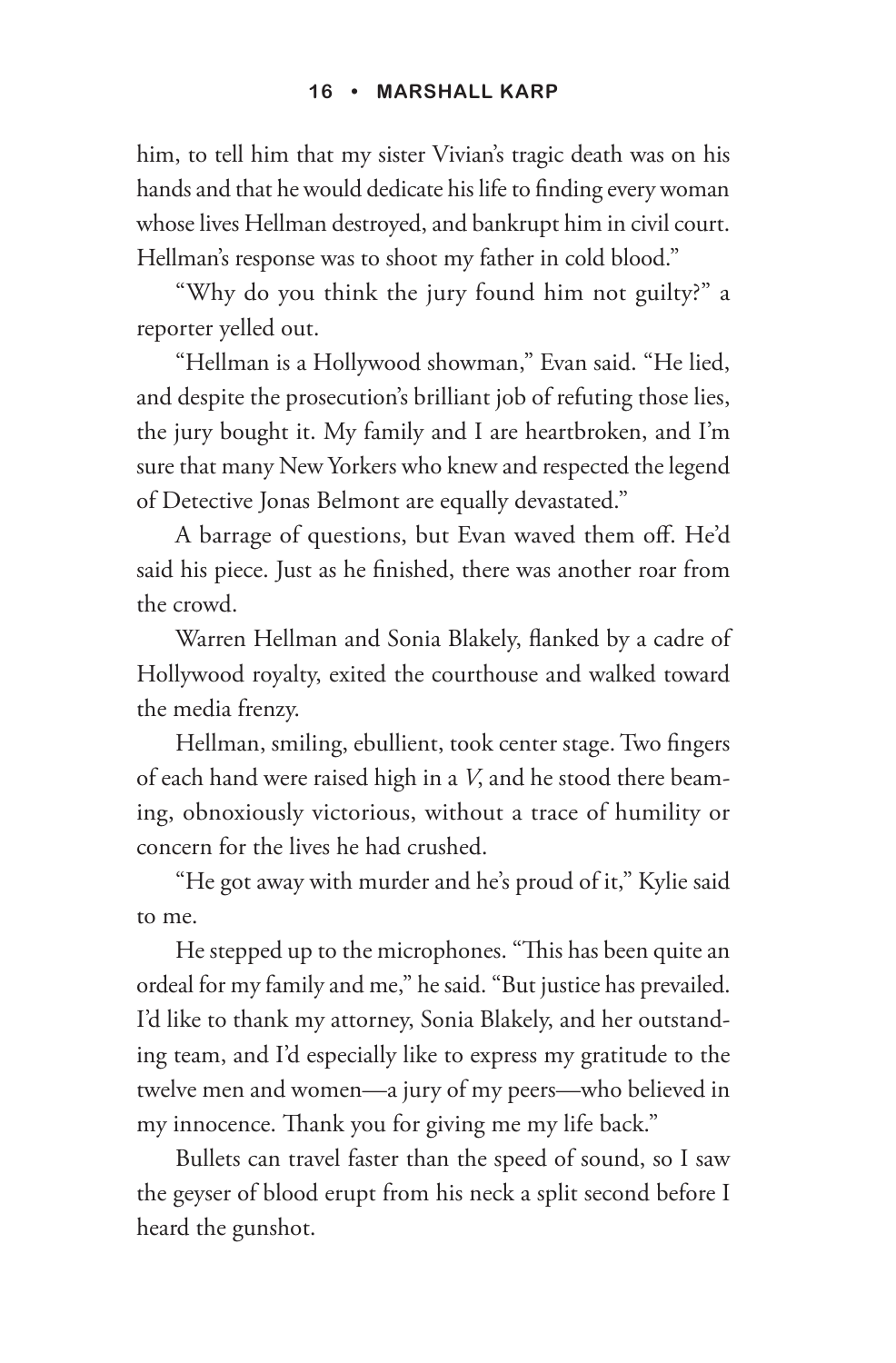him, to tell him that my sister Vivian's tragic death was on his hands and that he would dedicate his life to finding every woman whose lives Hellman destroyed, and bankrupt him in civil court. Hellman's response was to shoot my father in cold blood."

"Why do you think the jury found him not guilty?" a reporter yelled out.

"Hellman is a Hollywood showman," Evan said. "He lied, and despite the prosecution's brilliant job of refuting those lies, the jury bought it. My family and I are heartbroken, and I'm sure that many New Yorkers who knew and respected the legend of Detective Jonas Belmont are equally devastated."

A barrage of questions, but Evan waved them off. He'd said his piece. Just as he finished, there was another roar from the crowd.

Warren Hellman and Sonia Blakely, flanked by a cadre of Hollywood royalty, exited the courthouse and walked toward the media frenzy.

Hellman, smiling, ebullient, took center stage. Two fingers of each hand were raised high in a *V*, and he stood there beaming, obnoxiously victorious, without a trace of humility or concern for the lives he had crushed.

"He got away with murder and he's proud of it," Kylie said to me.

He stepped up to the microphones. "This has been quite an ordeal for my family and me," he said. "But justice has prevailed. I'd like to thank my attorney, Sonia Blakely, and her outstanding team, and I'd especially like to express my gratitude to the twelve men and women—a jury of my peers—who believed in my innocence. Thank you for giving me my life back."

Bullets can travel faster than the speed of sound, so I saw the geyser of blood erupt from his neck a split second before I heard the gunshot.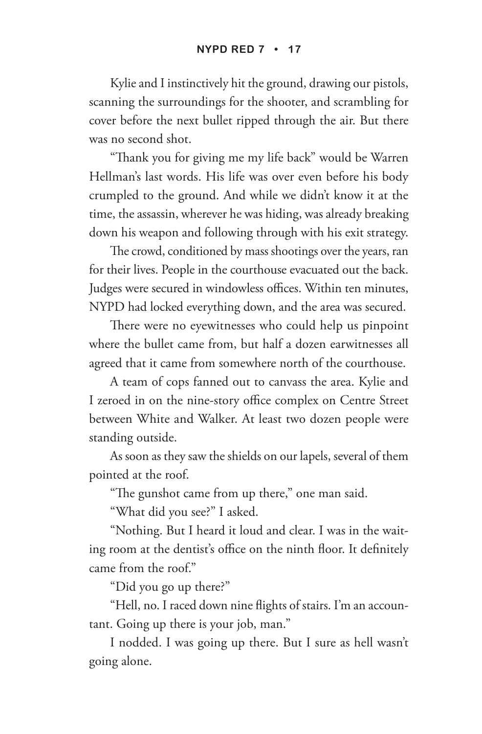Kylie and I instinctively hit the ground, drawing our pistols, scanning the surroundings for the shooter, and scrambling for cover before the next bullet ripped through the air. But there was no second shot.

"Thank you for giving me my life back" would be Warren Hellman's last words. His life was over even before his body crumpled to the ground. And while we didn't know it at the time, the assassin, wherever he was hiding, was already breaking down his weapon and following through with his exit strategy.

The crowd, conditioned by mass shootings over the years, ran for their lives. People in the courthouse evacuated out the back. Judges were secured in windowless offices. Within ten minutes, NYPD had locked everything down, and the area was secured.

There were no eyewitnesses who could help us pinpoint where the bullet came from, but half a dozen earwitnesses all agreed that it came from somewhere north of the courthouse.

A team of cops fanned out to canvass the area. Kylie and I zeroed in on the nine-story office complex on Centre Street between White and Walker. At least two dozen people were standing outside.

As soon as they saw the shields on our lapels, several of them pointed at the roof.

"The gunshot came from up there," one man said.

"What did you see?" I asked.

"Nothing. But I heard it loud and clear. I was in the waiting room at the dentist's office on the ninth floor. It definitely came from the roof."

"Did you go up there?"

"Hell, no. I raced down nine flights of stairs. I'm an accountant. Going up there is your job, man."

I nodded. I was going up there. But I sure as hell wasn't going alone.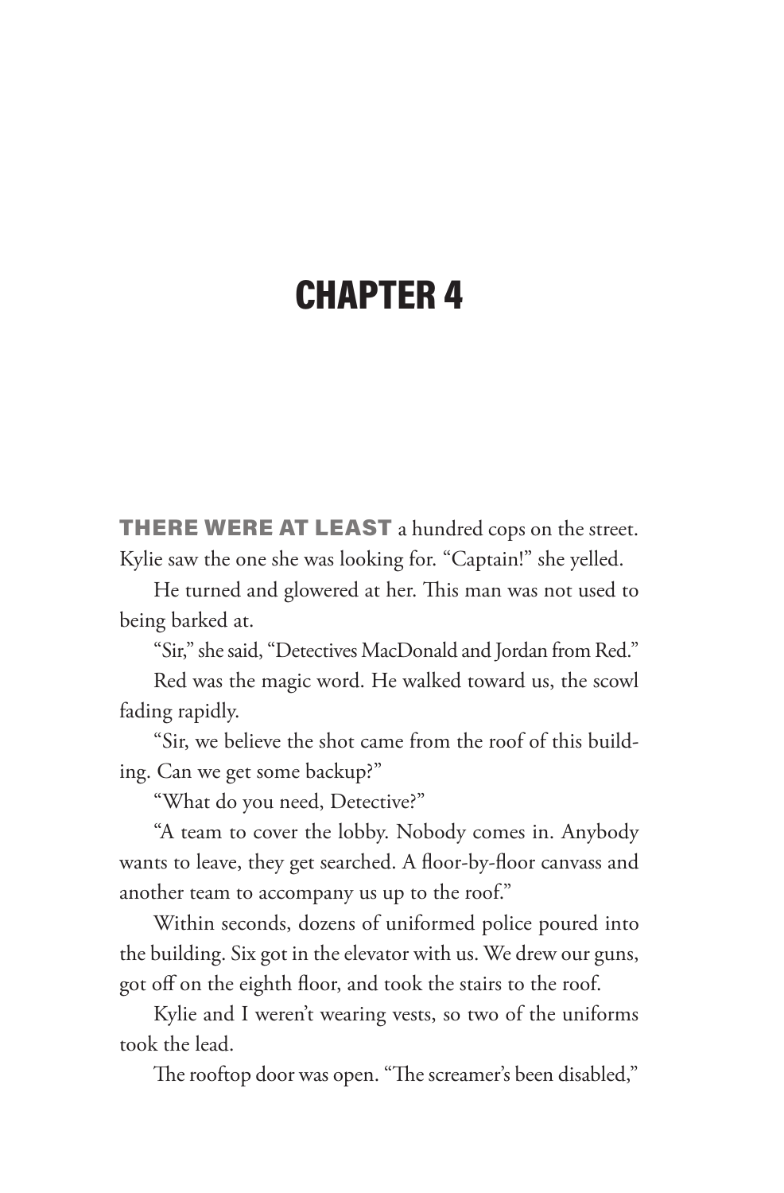# CHAPTER 4

**THERE WERE AT LEAST** a hundred cops on the street. Kylie saw the one she was looking for. "Captain!" she yelled.

He turned and glowered at her. This man was not used to being barked at.

"Sir," she said, "Detectives MacDonald and Jordan from Red."

Red was the magic word. He walked toward us, the scowl fading rapidly.

"Sir, we believe the shot came from the roof of this building. Can we get some backup?"

"What do you need, Detective?"

"A team to cover the lobby. Nobody comes in. Anybody wants to leave, they get searched. A floor-by-floor canvass and another team to accompany us up to the roof."

Within seconds, dozens of uniformed police poured into the building. Six got in the elevator with us. We drew our guns, got off on the eighth floor, and took the stairs to the roof.

Kylie and I weren't wearing vests, so two of the uniforms took the lead.

The rooftop door was open. "The screamer's been disabled,"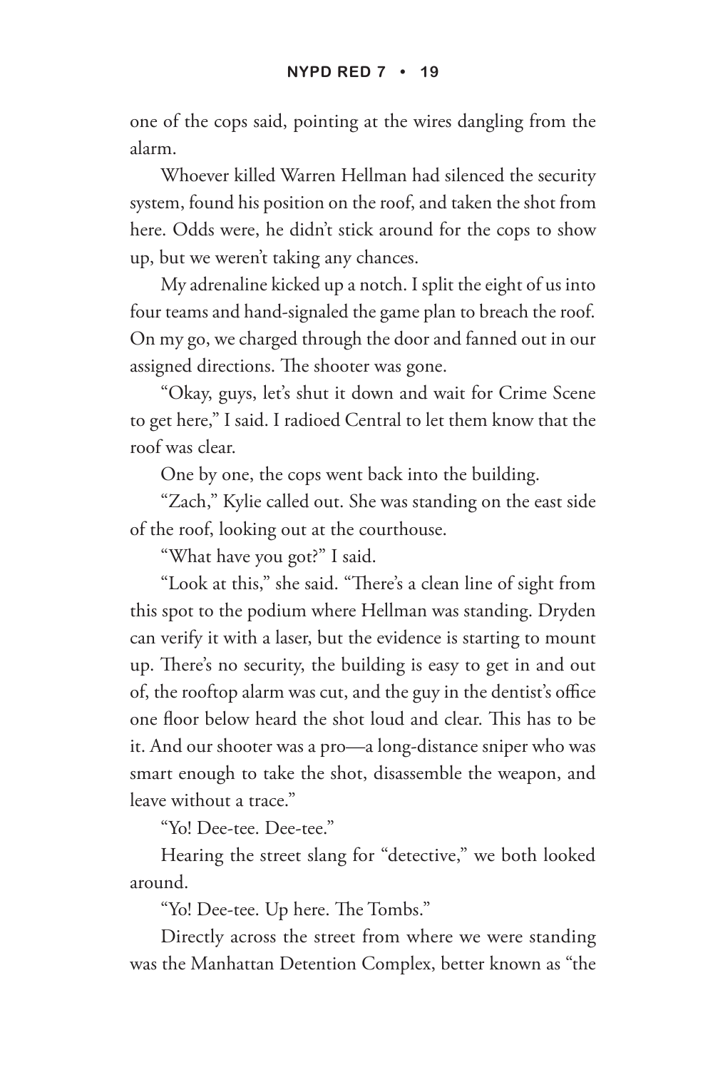one of the cops said, pointing at the wires dangling from the alarm.

Whoever killed Warren Hellman had silenced the security system, found his position on the roof, and taken the shot from here. Odds were, he didn't stick around for the cops to show up, but we weren't taking any chances.

My adrenaline kicked up a notch. I split the eight of us into four teams and hand-signaled the game plan to breach the roof. On my go, we charged through the door and fanned out in our assigned directions. The shooter was gone.

"Okay, guys, let's shut it down and wait for Crime Scene to get here," I said. I radioed Central to let them know that the roof was clear.

One by one, the cops went back into the building.

"Zach," Kylie called out. She was standing on the east side of the roof, looking out at the courthouse.

"What have you got?" I said.

"Look at this," she said. "There's a clean line of sight from this spot to the podium where Hellman was standing. Dryden can verify it with a laser, but the evidence is starting to mount up. There's no security, the building is easy to get in and out of, the rooftop alarm was cut, and the guy in the dentist's office one floor below heard the shot loud and clear. This has to be it. And our shooter was a pro—a long-distance sniper who was smart enough to take the shot, disassemble the weapon, and leave without a trace."

"Yo! Dee-tee. Dee-tee."

Hearing the street slang for "detective," we both looked around.

"Yo! Dee-tee. Up here. The Tombs."

Directly across the street from where we were standing was the Manhattan Detention Complex, better known as "the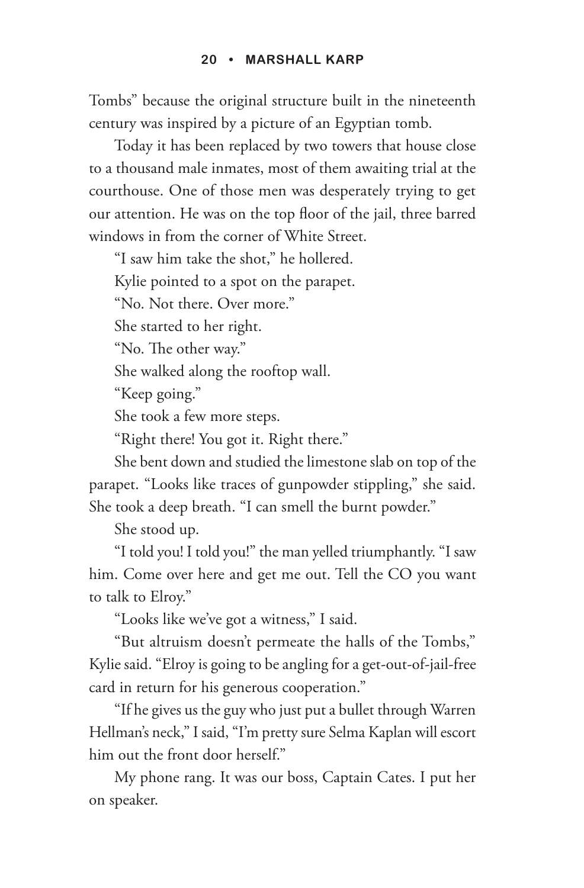Tombs" because the original structure built in the nineteenth century was inspired by a picture of an Egyptian tomb.

Today it has been replaced by two towers that house close to a thousand male inmates, most of them awaiting trial at the courthouse. One of those men was desperately trying to get our attention. He was on the top floor of the jail, three barred windows in from the corner of White Street.

"I saw him take the shot," he hollered.

Kylie pointed to a spot on the parapet.

"No. Not there. Over more."

She started to her right.

"No. The other way."

She walked along the rooftop wall.

"Keep going."

She took a few more steps.

"Right there! You got it. Right there."

She bent down and studied the limestone slab on top of the parapet. "Looks like traces of gunpowder stippling," she said. She took a deep breath. "I can smell the burnt powder."

She stood up.

"I told you! I told you!" the man yelled triumphantly. "I saw him. Come over here and get me out. Tell the CO you want to talk to Elroy."

"Looks like we've got a witness," I said.

"But altruism doesn't permeate the halls of the Tombs," Kylie said. "Elroy is going to be angling for a get-out-of-jail-free card in return for his generous cooperation."

"If he gives us the guy who just put a bullet through Warren Hellman's neck," I said, "I'm pretty sure Selma Kaplan will escort him out the front door herself."

My phone rang. It was our boss, Captain Cates. I put her on speaker.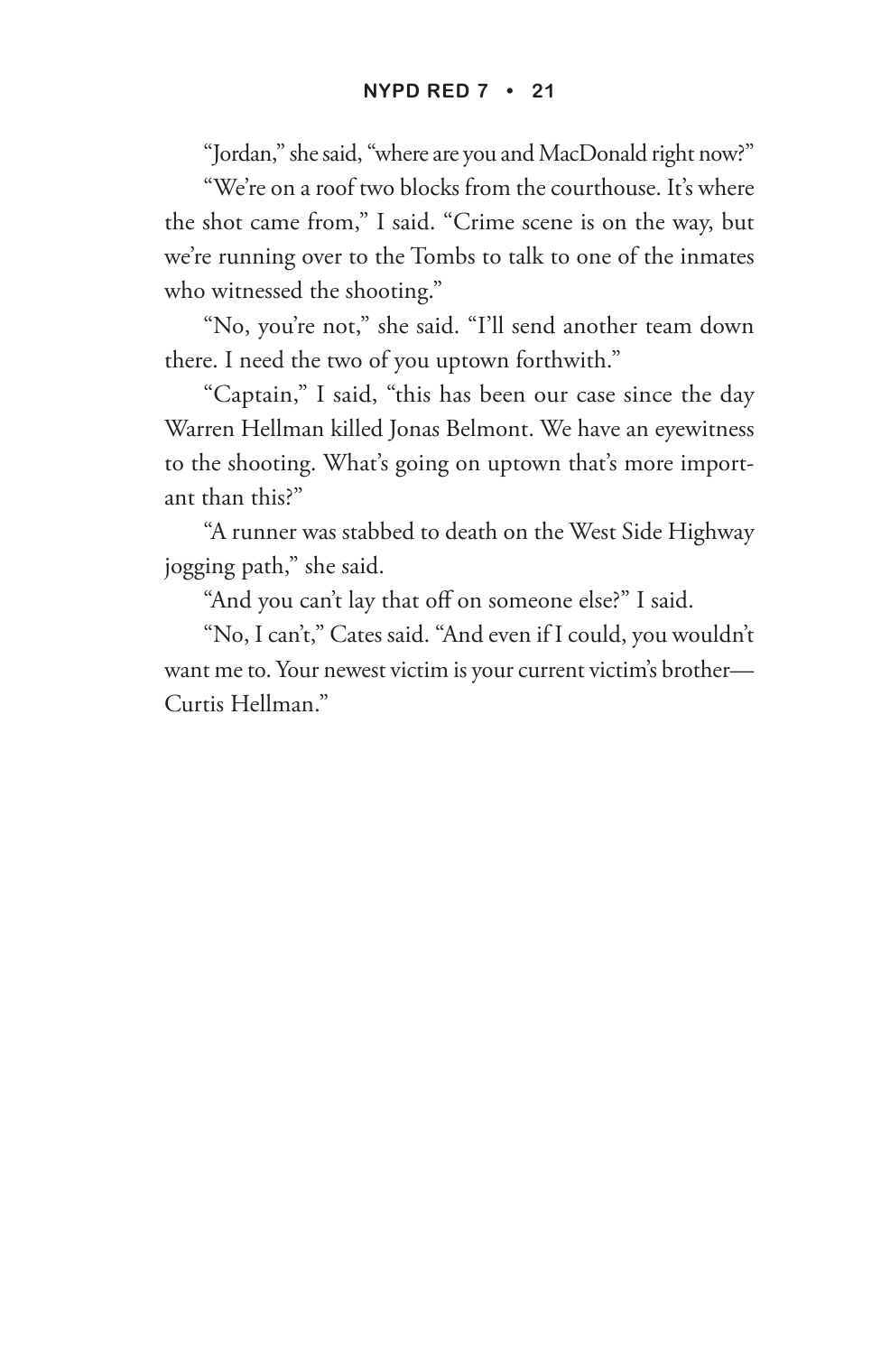"Jordan," she said, "where are you and MacDonald right now?"

"We're on a roof two blocks from the courthouse. It's where the shot came from," I said. "Crime scene is on the way, but we're running over to the Tombs to talk to one of the inmates who witnessed the shooting."

"No, you're not," she said. "I'll send another team down there. I need the two of you uptown forthwith."

"Captain," I said, "this has been our case since the day Warren Hellman killed Jonas Belmont. We have an eyewitness to the shooting. What's going on uptown that's more important than this?"

"A runner was stabbed to death on the West Side Highway jogging path," she said.

"And you can't lay that off on someone else?" I said.

"No, I can't," Cates said. "And even if I could, you wouldn't want me to. Your newest victim is your current victim's brother—Curtis Hellman."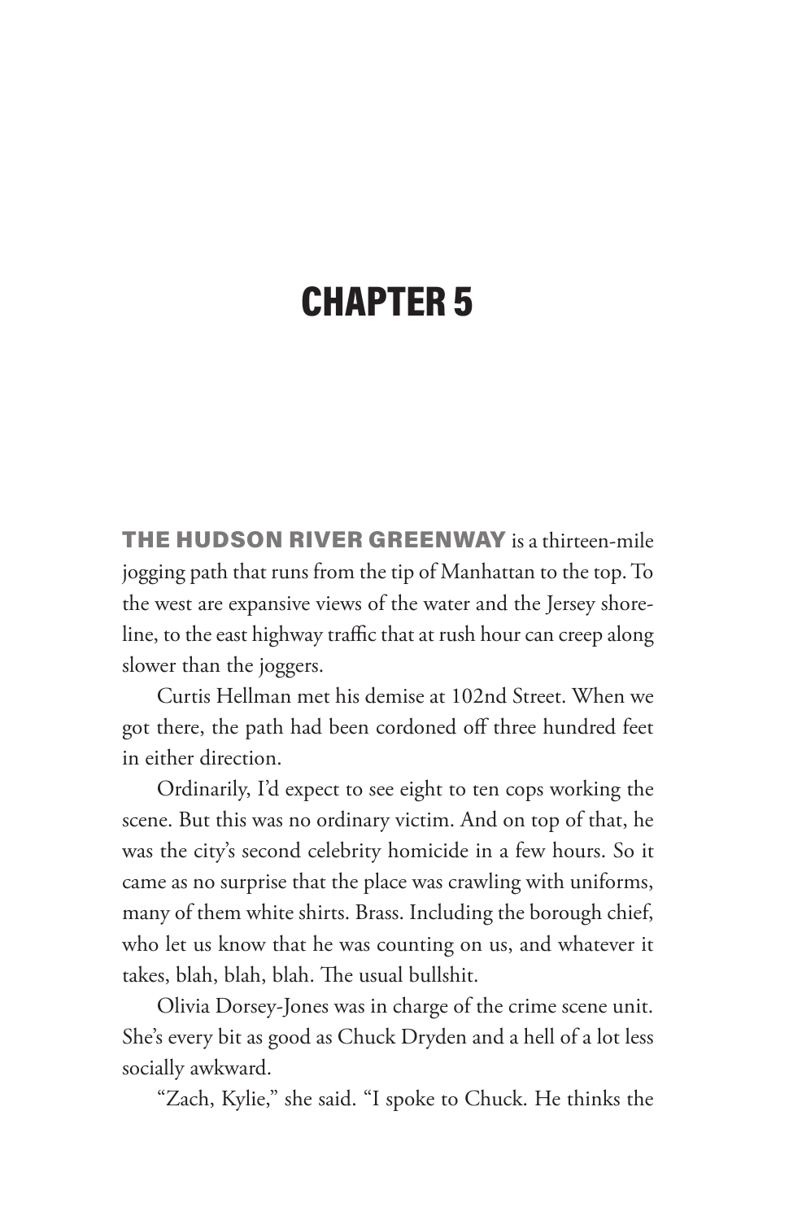# CHAPTER 5

**THE HUDSON RIVER GREENWAY** is a thirteen-mile jogging path that runs from the tip of Manhattan to the top. To the west are expansive views of the water and the Jersey shoreline, to the east highway traffic that at rush hour can creep along slower than the joggers.

Curtis Hellman met his demise at 102nd Street. When we got there, the path had been cordoned off three hundred feet in either direction.

Ordinarily, I'd expect to see eight to ten cops working the scene. But this was no ordinary victim. And on top of that, he was the city's second celebrity homicide in a few hours. So it came as no surprise that the place was crawling with uniforms, many of them white shirts. Brass. Including the borough chief, who let us know that he was counting on us, and whatever it takes, blah, blah, blah. The usual bullshit.

Olivia Dorsey-Jones was in charge of the crime scene unit. She's every bit as good as Chuck Dryden and a hell of a lot less socially awkward.

"Zach, Kylie," she said. "I spoke to Chuck. He thinks the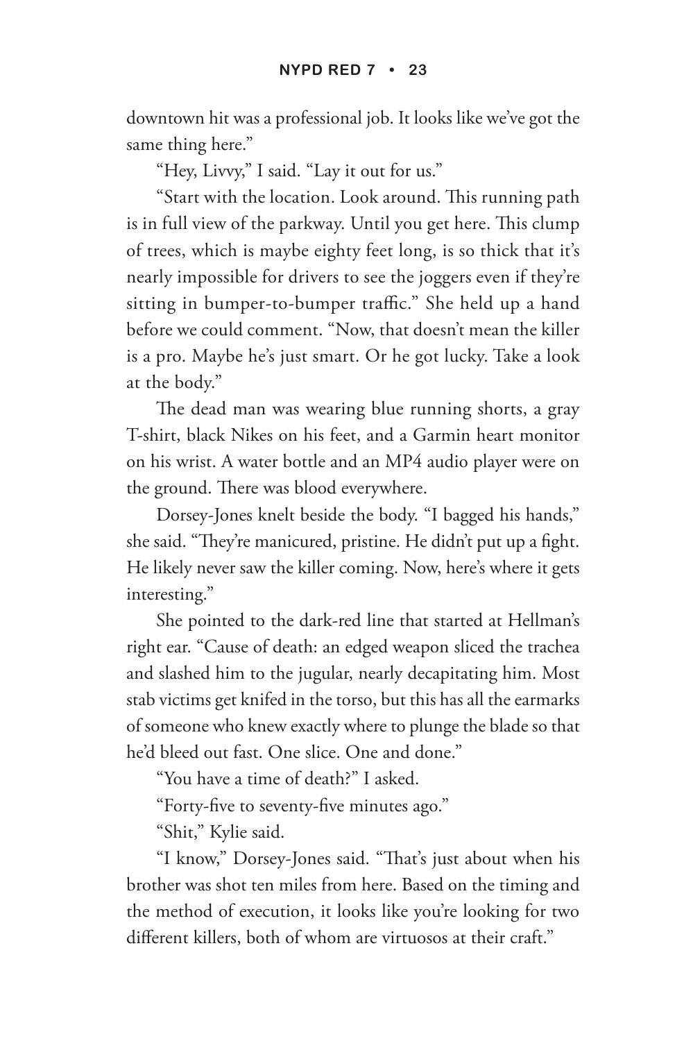downtown hit was a professional job. It looks like we've got the same thing here."

"Hey, Livvy," I said. "Lay it out for us."

"Start with the location. Look around. This running path is in full view of the parkway. Until you get here. This clump of trees, which is maybe eighty feet long, is so thick that it's nearly impossible for drivers to see the joggers even if they're sitting in bumper-to-bumper traffic." She held up a hand before we could comment. "Now, that doesn't mean the killer is a pro. Maybe he's just smart. Or he got lucky. Take a look at the body."

The dead man was wearing blue running shorts, a gray T-shirt, black Nikes on his feet, and a Garmin heart monitor on his wrist. A water bottle and an MP4 audio player were on the ground. There was blood everywhere.

Dorsey-Jones knelt beside the body. "I bagged his hands," she said. "They're manicured, pristine. He didn't put up a fight. He likely never saw the killer coming. Now, here's where it gets interesting."

She pointed to the dark-red line that started at Hellman's right ear. "Cause of death: an edged weapon sliced the trachea and slashed him to the jugular, nearly decapitating him. Most stab victims get knifed in the torso, but this has all the earmarks of someone who knew exactly where to plunge the blade so that he'd bleed out fast. One slice. One and done."

"You have a time of death?" I asked.

"Forty-five to seventy-five minutes ago."

"Shit," Kylie said.

"I know," Dorsey-Jones said. "That's just about when his brother was shot ten miles from here. Based on the timing and the method of execution, it looks like you're looking for two different killers, both of whom are virtuosos at their craft."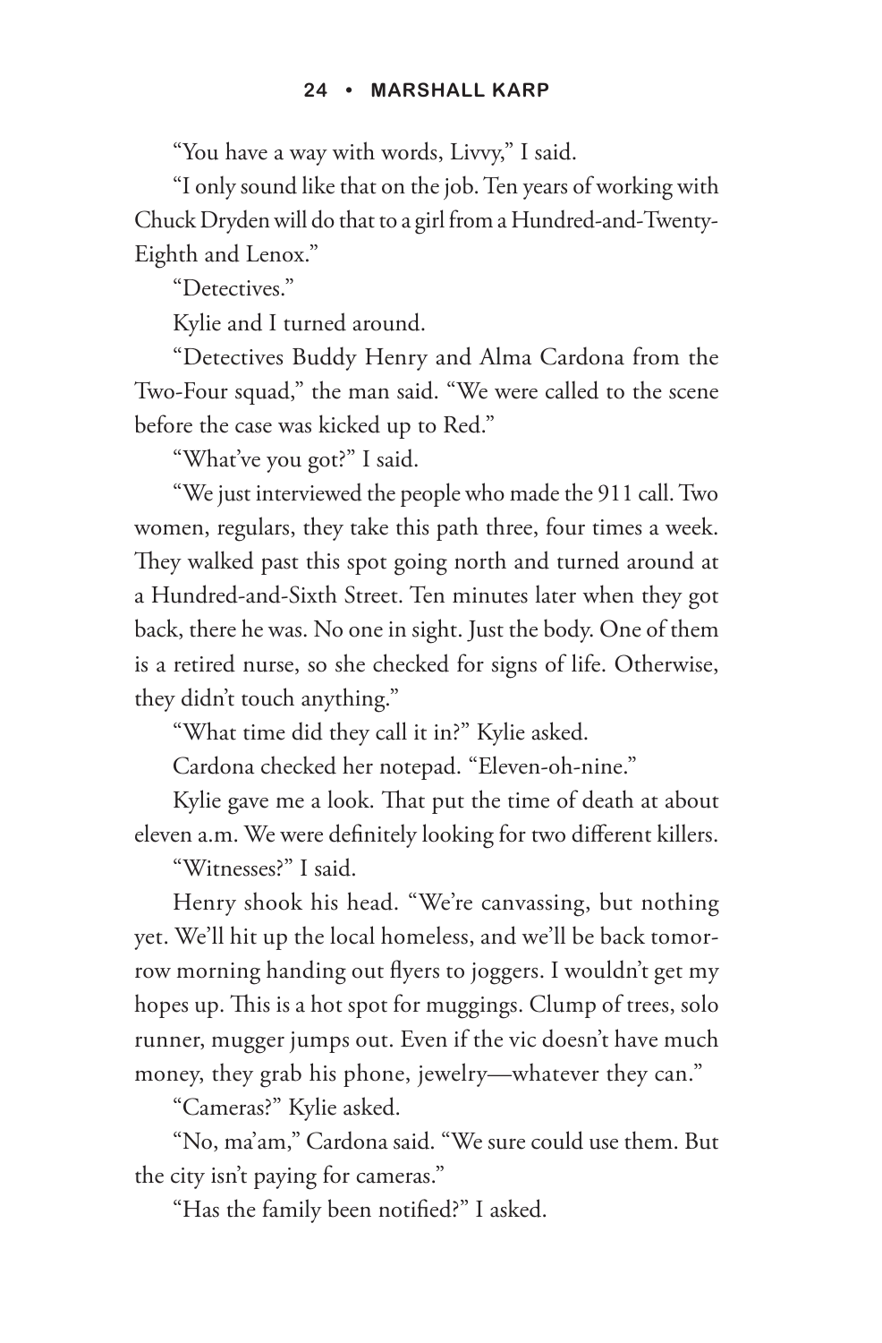"You have a way with words, Livvy," I said.

"I only sound like that on the job. Ten years of working with Chuck Dryden will do that to a girl from a Hundred-and-Twenty-Eighth and Lenox."

"Detectives."

Kylie and I turned around.

"Detectives Buddy Henry and Alma Cardona from the Two-Four squad," the man said. "We were called to the scene before the case was kicked up to Red."

"What've you got?" I said.

"We just interviewed the people who made the 911 call. Two women, regulars, they take this path three, four times a week. They walked past this spot going north and turned around at a Hundred-and-Sixth Street. Ten minutes later when they got back, there he was. No one in sight. Just the body. One of them is a retired nurse, so she checked for signs of life. Otherwise, they didn't touch anything."

"What time did they call it in?" Kylie asked.

Cardona checked her notepad. "Eleven-oh-nine."

Kylie gave me a look. That put the time of death at about eleven a.m. We were definitely looking for two different killers.

"Witnesses?" I said.

Henry shook his head. "We're canvassing, but nothing yet. We'll hit up the local homeless, and we'll be back tomorrow morning handing out flyers to joggers. I wouldn't get my hopes up. This is a hot spot for muggings. Clump of trees, solo runner, mugger jumps out. Even if the vic doesn't have much money, they grab his phone, jewelry—whatever they can."

"Cameras?" Kylie asked.

"No, ma'am," Cardona said. "We sure could use them. But the city isn't paying for cameras."

"Has the family been notified?" I asked.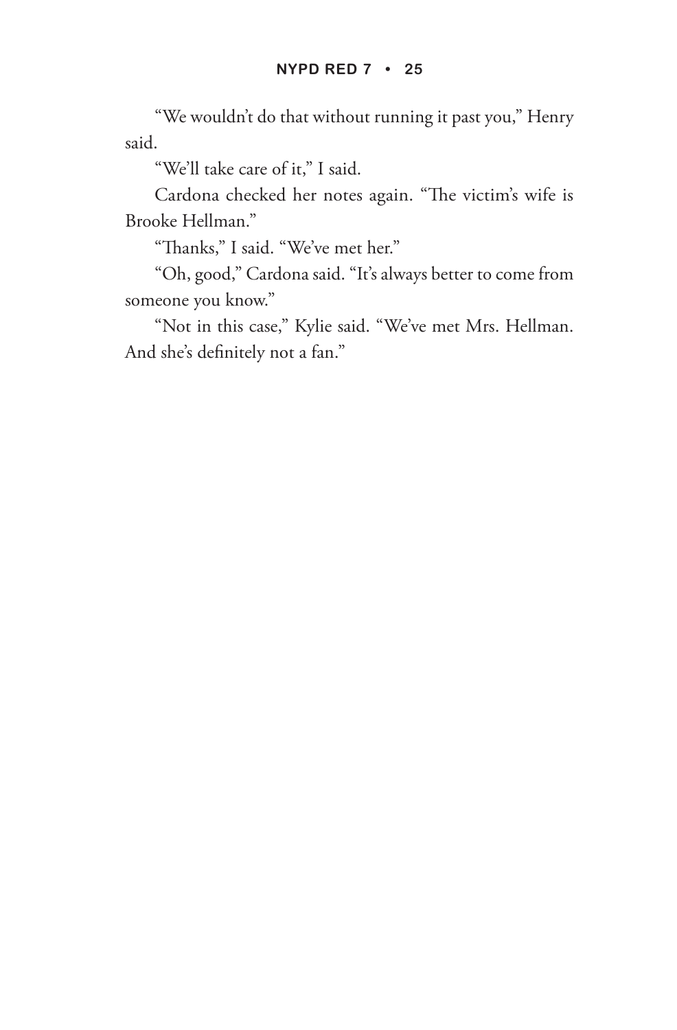"We wouldn't do that without running it past you," Henry said.

"We'll take care of it," I said.

Cardona checked her notes again. "The victim's wife is Brooke Hellman."

"Thanks," I said. "We've met her."

"Oh, good," Cardona said. "It's always better to come from someone you know."

"Not in this case," Kylie said. "We've met Mrs. Hellman. And she's definitely not a fan."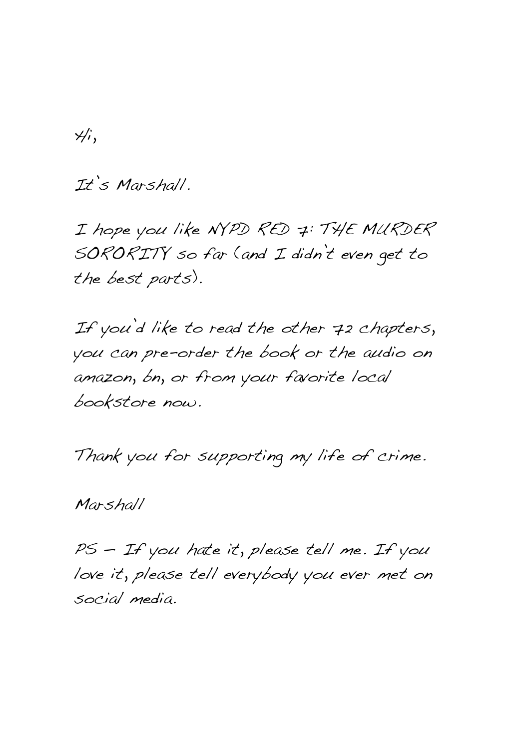Hi,

It's Marshall.

I hope you like NYPD RED 7: THE MURDER SORORITY so far (and I didn't even get to the best parts).

If you'd like to read the other 72 chapters, you can pre-order the book or the audio on amazon, bn, or from your favorite local bookstore now.

Thank you for supporting my life of crime.

Marshall

PS – If you hate it, please tell me. If you love it, please tell everybody you ever met on social media.